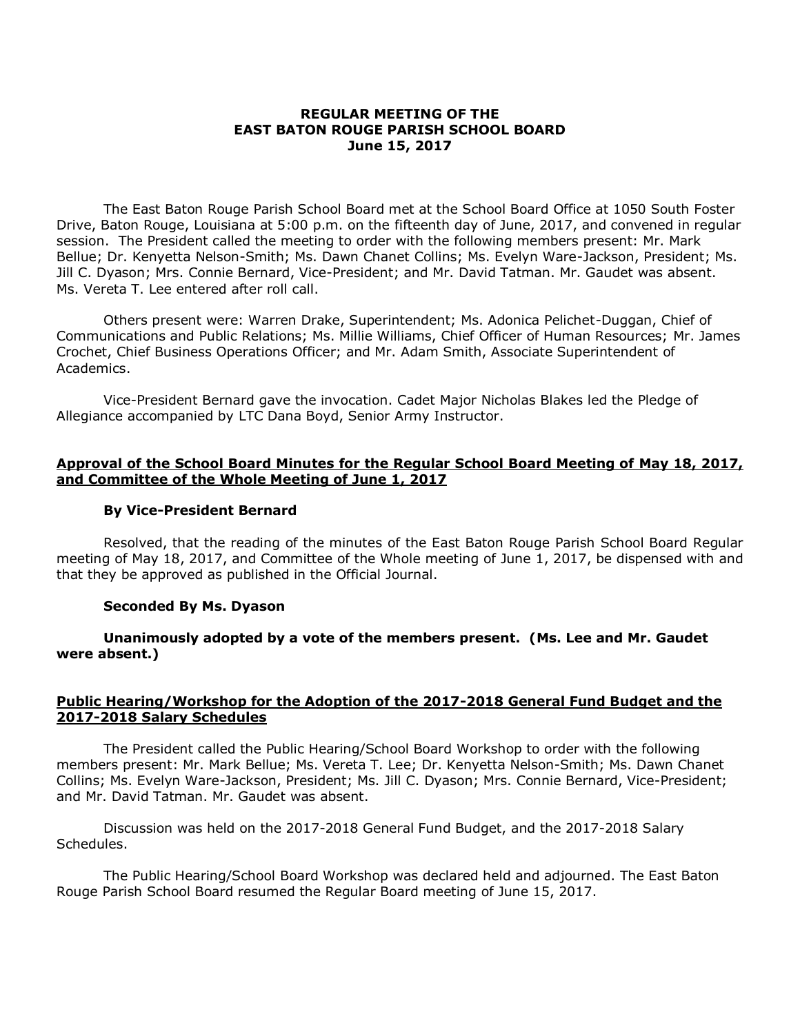# REGULAR MEETING OF THE EAST BATON ROUGE PARISH SCHOOL BOARD June 15, 2017

The East Baton Rouge Parish School Board met at the School Board Office at 1050 South Foster Drive, Baton Rouge, Louisiana at 5:00 p.m. on the fifteenth day of June, 2017, and convened in regular session. The President called the meeting to order with the following members present: Mr. Mark Bellue; Dr. Kenyetta Nelson-Smith; Ms. Dawn Chanet Collins; Ms. Evelyn Ware-Jackson, President; Ms. Jill C. Dyason; Mrs. Connie Bernard, Vice-President; and Mr. David Tatman. Mr. Gaudet was absent. Ms. Vereta T. Lee entered after roll call.

Others present were: Warren Drake, Superintendent; Ms. Adonica Pelichet-Duggan, Chief of Communications and Public Relations; Ms. Millie Williams, Chief Officer of Human Resources; Mr. James Crochet, Chief Business Operations Officer; and Mr. Adam Smith, Associate Superintendent of Academics.

Vice-President Bernard gave the invocation. Cadet Major Nicholas Blakes led the Pledge of Allegiance accompanied by LTC Dana Boyd, Senior Army Instructor.

## Approval of the School Board Minutes for the Regular School Board Meeting of May 18, 2017, and Committee of the Whole Meeting of June 1, 2017

**By Vice-President Bernard**

Resolved, that the reading of the minutes of the East Baton Rouge Parish School Board Regular meeting of May 18, 2017, and Committee of the Whole meeting of June 1, 2017, be dispensed with and that they be approved as published in the Official Journal.

**Seconded By Ms. Dyason**

**Unanimously adopted by a vote of the members present. (Ms. Lee and Mr. Gaudet were absent.)**

## Public Hearing/Workshop for the Adoption of the 2017-2018 General Fund Budget and the 2017-2018 Salary Schedules

The President called the Public Hearing/School Board Workshop to order with the following members present: Mr. Mark Bellue; Ms. Vereta T. Lee; Dr. Kenyetta Nelson-Smith; Ms. Dawn Chanet Collins; Ms. Evelyn Ware-Jackson, President; Ms. Jill C. Dyason; Mrs. Connie Bernard, Vice-President; and Mr. David Tatman. Mr. Gaudet was absent.

Discussion was held on the 2017-2018 General Fund Budget, and the 2017-2018 Salary Schedules.

The Public Hearing/School Board Workshop was declared held and adjourned. The East Baton Rouge Parish School Board resumed the Regular Board meeting of June 15, 2017.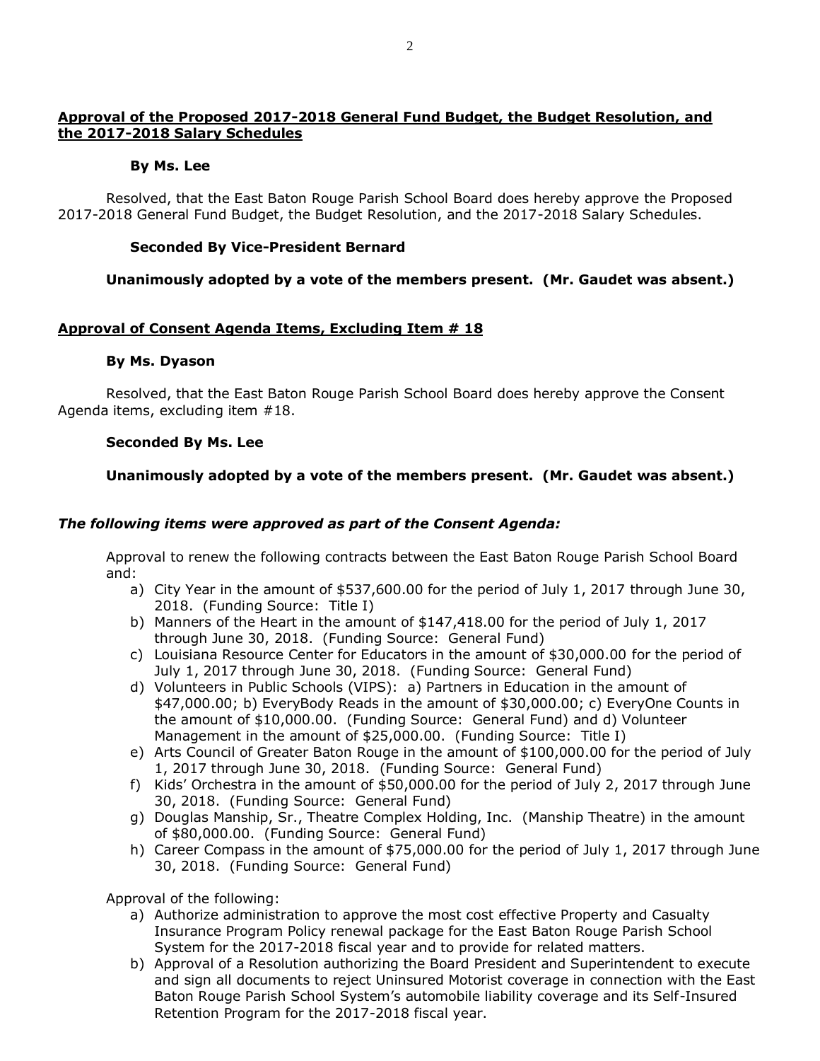**Approval of the Proposed 2017-2018 General Fund Budget, the Budget Resolution, and the 2017-2018 Salary Schedules**

**By Ms. Lee**

Resolved, that the East Baton Rouge Parish School Board does hereby approve the Proposed 2017-2018 General Fund Budget, the Budget Resolution, and the 2017-2018 Salary Schedules.

**Seconded By Vice-President Bernard**

**Unanimously adopted by a vote of the members present. (Mr. Gaudet was absent.)**

**Approval of Consent Agenda Items, Excluding Item # 18**

**By Ms. Dyason**

Resolved, that the East Baton Rouge Parish School Board does hereby approve the Consent Agenda items, excluding item #18.

**Seconded By Ms. Lee**

**Unanimously adopted by a vote of the members present. (Mr. Gaudet was absent.)**

***The following items were approved as part of the Consent Agenda:***

Approval to renew the following contracts between the East Baton Rouge Parish School Board and:

a) City Year in the amount of $537,600.00 for the period of July 1, 2017 through June 30, 2018. (Funding Source: Title I)
b) Manners of the Heart in the amount of $147,418.00 for the period of July 1, 2017 through June 30, 2018. (Funding Source: General Fund)
c) Louisiana Resource Center for Educators in the amount of $30,000.00 for the period of July 1, 2017 through June 30, 2018. (Funding Source: General Fund)
d) Volunteers in Public Schools (VIPS): a) Partners in Education in the amount of $47,000.00; b) EveryBody Reads in the amount of $30,000.00; c) EveryOne Counts in the amount of $10,000.00. (Funding Source: General Fund) and d) Volunteer Management in the amount of $25,000.00. (Funding Source: Title I)
e) Arts Council of Greater Baton Rouge in the amount of $100,000.00 for the period of July 1, 2017 through June 30, 2018. (Funding Source: General Fund)
f) Kids' Orchestra in the amount of $50,000.00 for the period of July 2, 2017 through June 30, 2018. (Funding Source: General Fund)
g) Douglas Manship, Sr., Theatre Complex Holding, Inc. (Manship Theatre) in the amount of $80,000.00. (Funding Source: General Fund)
h) Career Compass in the amount of $75,000.00 for the period of July 1, 2017 through June 30, 2018. (Funding Source: General Fund)

Approval of the following:

a) Authorize administration to approve the most cost effective Property and Casualty Insurance Program Policy renewal package for the East Baton Rouge Parish School System for the 2017-2018 fiscal year and to provide for related matters.
b) Approval of a Resolution authorizing the Board President and Superintendent to execute and sign all documents to reject Uninsured Motorist coverage in connection with the East Baton Rouge Parish School System's automobile liability coverage and its Self-Insured Retention Program for the 2017-2018 fiscal year.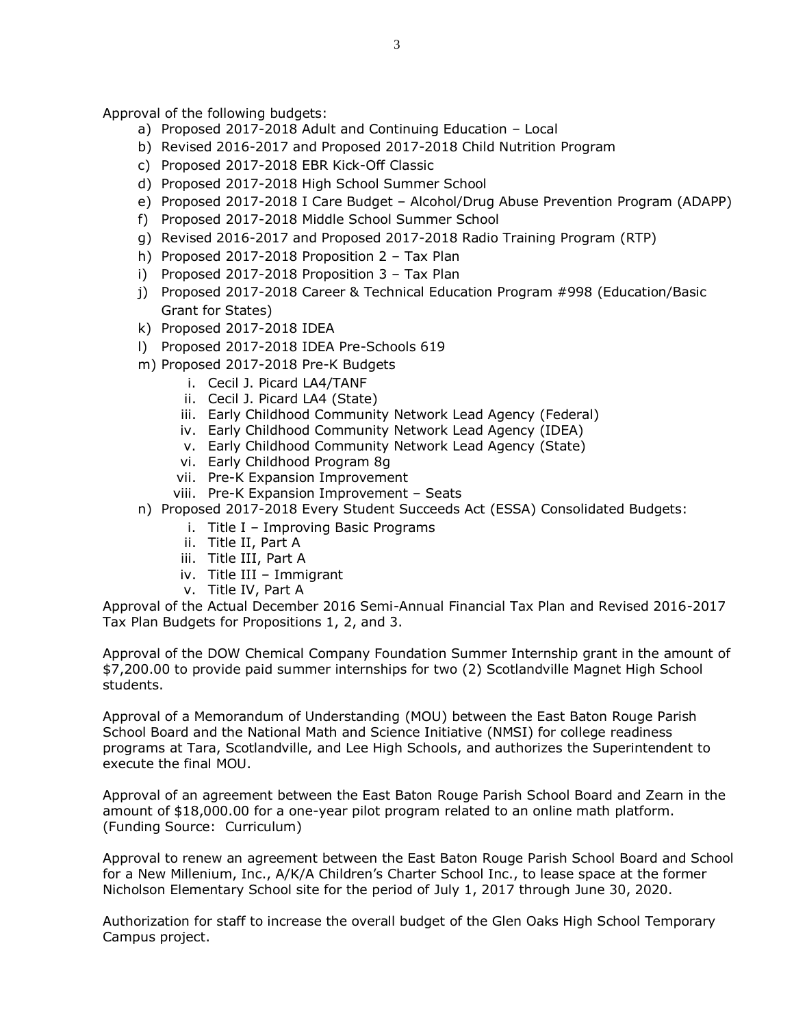Approval of the following budgets:

a) Proposed 2017-2018 Adult and Continuing Education – Local
b) Revised 2016-2017 and Proposed 2017-2018 Child Nutrition Program
c) Proposed 2017-2018 EBR Kick-Off Classic
d) Proposed 2017-2018 High School Summer School
e) Proposed 2017-2018 I Care Budget – Alcohol/Drug Abuse Prevention Program (ADAPP)
f) Proposed 2017-2018 Middle School Summer School
g) Revised 2016-2017 and Proposed 2017-2018 Radio Training Program (RTP)
h) Proposed 2017-2018 Proposition 2 – Tax Plan
i) Proposed 2017-2018 Proposition 3 – Tax Plan
j) Proposed 2017-2018 Career & Technical Education Program #998 (Education/Basic Grant for States)
k) Proposed 2017-2018 IDEA
l) Proposed 2017-2018 IDEA Pre-Schools 619
m) Proposed 2017-2018 Pre-K Budgets
    i. Cecil J. Picard LA4/TANF
    ii. Cecil J. Picard LA4 (State)
    iii. Early Childhood Community Network Lead Agency (Federal)
    iv. Early Childhood Community Network Lead Agency (IDEA)
    v. Early Childhood Community Network Lead Agency (State)
    vi. Early Childhood Program 8g
    vii. Pre-K Expansion Improvement
    viii. Pre-K Expansion Improvement – Seats
n) Proposed 2017-2018 Every Student Succeeds Act (ESSA) Consolidated Budgets:
    i. Title I – Improving Basic Programs
    ii. Title II, Part A
    iii. Title III, Part A
    iv. Title III – Immigrant
    v. Title IV, Part A

Approval of the Actual December 2016 Semi-Annual Financial Tax Plan and Revised 2016-2017 Tax Plan Budgets for Propositions 1, 2, and 3.

Approval of the DOW Chemical Company Foundation Summer Internship grant in the amount of $7,200.00 to provide paid summer internships for two (2) Scotlandville Magnet High School students.

Approval of a Memorandum of Understanding (MOU) between the East Baton Rouge Parish School Board and the National Math and Science Initiative (NMSI) for college readiness programs at Tara, Scotlandville, and Lee High Schools, and authorizes the Superintendent to execute the final MOU.

Approval of an agreement between the East Baton Rouge Parish School Board and Zearn in the amount of $18,000.00 for a one-year pilot program related to an online math platform. (Funding Source: Curriculum)

Approval to renew an agreement between the East Baton Rouge Parish School Board and School for a New Millenium, Inc., A/K/A Children's Charter School Inc., to lease space at the former Nicholson Elementary School site for the period of July 1, 2017 through June 30, 2020.

Authorization for staff to increase the overall budget of the Glen Oaks High School Temporary Campus project.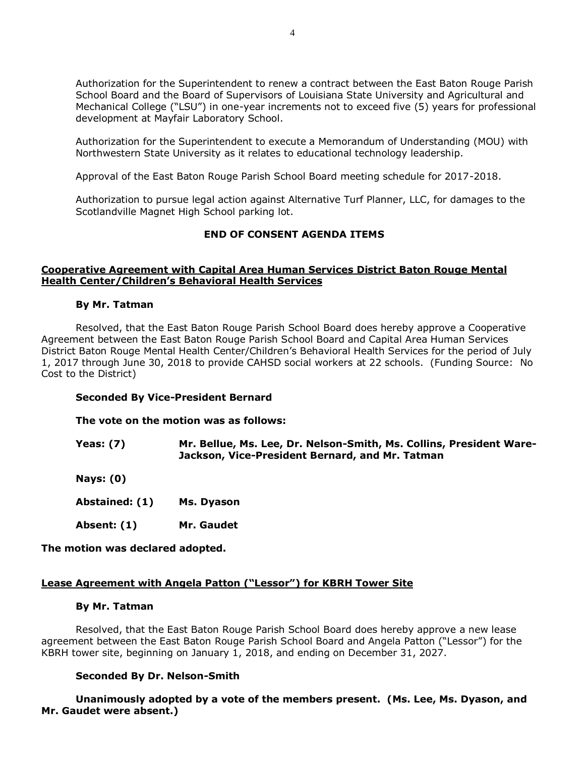Authorization for the Superintendent to renew a contract between the East Baton Rouge Parish School Board and the Board of Supervisors of Louisiana State University and Agricultural and Mechanical College ("LSU") in one-year increments not to exceed five (5) years for professional development at Mayfair Laboratory School.

Authorization for the Superintendent to execute a Memorandum of Understanding (MOU) with Northwestern State University as it relates to educational technology leadership.

Approval of the East Baton Rouge Parish School Board meeting schedule for 2017-2018.

Authorization to pursue legal action against Alternative Turf Planner, LLC, for damages to the Scotlandville Magnet High School parking lot.

**END OF CONSENT AGENDA ITEMS**

**<u>Cooperative Agreement with Capital Area Human Services District Baton Rouge Mental Health Center/Children's Behavioral Health Services</u>**

**By Mr. Tatman**

Resolved, that the East Baton Rouge Parish School Board does hereby approve a Cooperative Agreement between the East Baton Rouge Parish School Board and Capital Area Human Services District Baton Rouge Mental Health Center/Children's Behavioral Health Services for the period of July 1, 2017 through June 30, 2018 to provide CAHSD social workers at 22 schools. (Funding Source: No Cost to the District)

**Seconded By Vice-President Bernard**

**The vote on the motion was as follows:**

**Yeas: (7)** **Mr. Bellue, Ms. Lee, Dr. Nelson-Smith, Ms. Collins, President Ware-Jackson, Vice-President Bernard, and Mr. Tatman**

**Nays: (0)**

**Abstained: (1)** **Ms. Dyason**

**Absent: (1)** **Mr. Gaudet**

**The motion was declared adopted.**

**<u>Lease Agreement with Angela Patton ("Lessor") for KBRH Tower Site</u>**

**By Mr. Tatman**

Resolved, that the East Baton Rouge Parish School Board does hereby approve a new lease agreement between the East Baton Rouge Parish School Board and Angela Patton ("Lessor") for the KBRH tower site, beginning on January 1, 2018, and ending on December 31, 2027.

**Seconded By Dr. Nelson-Smith**

**Unanimously adopted by a vote of the members present. (Ms. Lee, Ms. Dyason, and Mr. Gaudet were absent.)**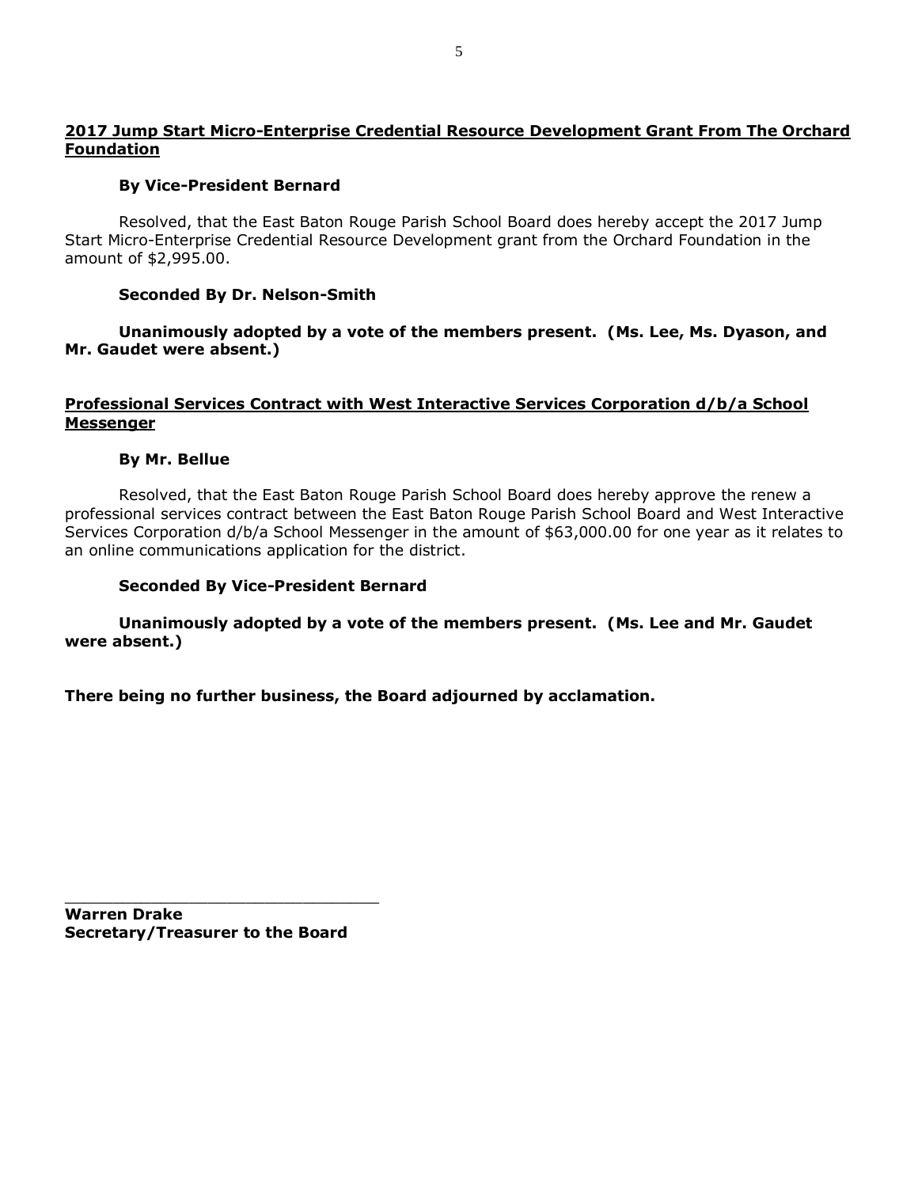**2017 Jump Start Micro-Enterprise Credential Resource Development Grant From The Orchard Foundation**

**By Vice-President Bernard**

Resolved, that the East Baton Rouge Parish School Board does hereby accept the 2017 Jump Start Micro-Enterprise Credential Resource Development grant from the Orchard Foundation in the amount of $2,995.00.

**Seconded By Dr. Nelson-Smith**

**Unanimously adopted by a vote of the members present. (Ms. Lee, Ms. Dyason, and Mr. Gaudet were absent.)**

**Professional Services Contract with West Interactive Services Corporation d/b/a School Messenger**

**By Mr. Bellue**

Resolved, that the East Baton Rouge Parish School Board does hereby approve the renew a professional services contract between the East Baton Rouge Parish School Board and West Interactive Services Corporation d/b/a School Messenger in the amount of $63,000.00 for one year as it relates to an online communications application for the district.

**Seconded By Vice-President Bernard**

**Unanimously adopted by a vote of the members present. (Ms. Lee and Mr. Gaudet were absent.)**

**There being no further business, the Board adjourned by acclamation.**

\_\_\_\_\_\_\_\_\_\_\_\_\_\_\_\_\_\_\_\_\_\_\_\_\_\_\_\_\_\_\_\_\_\_

**Warren Drake**
**Secretary/Treasurer to the Board**